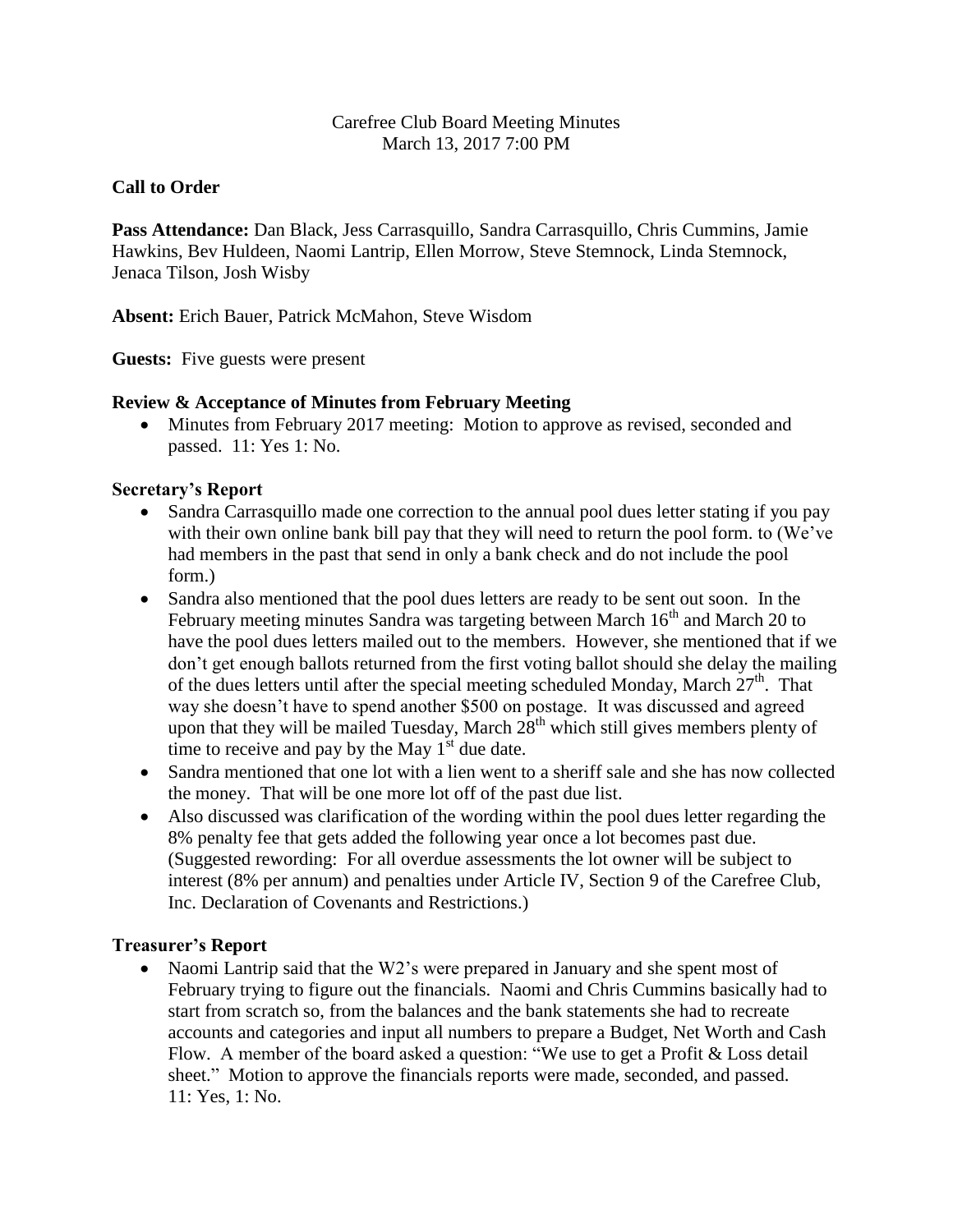Carefree Club Board Meeting Minutes
March 13, 2017 7:00 PM

**Call to Order**

**Pass Attendance:** Dan Black, Jess Carrasquillo, Sandra Carrasquillo, Chris Cummins, Jamie Hawkins, Bev Huldeen, Naomi Lantrip, Ellen Morrow, Steve Stemnock, Linda Stemnock, Jenaca Tilson, Josh Wisby

**Absent:** Erich Bauer, Patrick McMahon, Steve Wisdom

**Guests:** Five guests were present

**Review & Acceptance of Minutes from February Meeting**

- Minutes from February 2017 meeting: Motion to approve as revised, seconded and passed. 11: Yes 1: No.

**Secretary's Report**

- Sandra Carrasquillo made one correction to the annual pool dues letter stating if you pay with their own online bank bill pay that they will need to return the pool form. to (We've had members in the past that send in only a bank check and do not include the pool form.)
- Sandra also mentioned that the pool dues letters are ready to be sent out soon. In the February meeting minutes Sandra was targeting between March 16th and March 20 to have the pool dues letters mailed out to the members. However, she mentioned that if we don't get enough ballots returned from the first voting ballot should she delay the mailing of the dues letters until after the special meeting scheduled Monday, March 27th. That way she doesn't have to spend another $500 on postage. It was discussed and agreed upon that they will be mailed Tuesday, March 28th which still gives members plenty of time to receive and pay by the May 1st due date.
- Sandra mentioned that one lot with a lien went to a sheriff sale and she has now collected the money. That will be one more lot off of the past due list.
- Also discussed was clarification of the wording within the pool dues letter regarding the 8% penalty fee that gets added the following year once a lot becomes past due. (Suggested rewording: For all overdue assessments the lot owner will be subject to interest (8% per annum) and penalties under Article IV, Section 9 of the Carefree Club, Inc. Declaration of Covenants and Restrictions.)

**Treasurer's Report**

- Naomi Lantrip said that the W2's were prepared in January and she spent most of February trying to figure out the financials. Naomi and Chris Cummins basically had to start from scratch so, from the balances and the bank statements she had to recreate accounts and categories and input all numbers to prepare a Budget, Net Worth and Cash Flow. A member of the board asked a question: "We use to get a Profit & Loss detail sheet." Motion to approve the financials reports were made, seconded, and passed. 11: Yes, 1: No.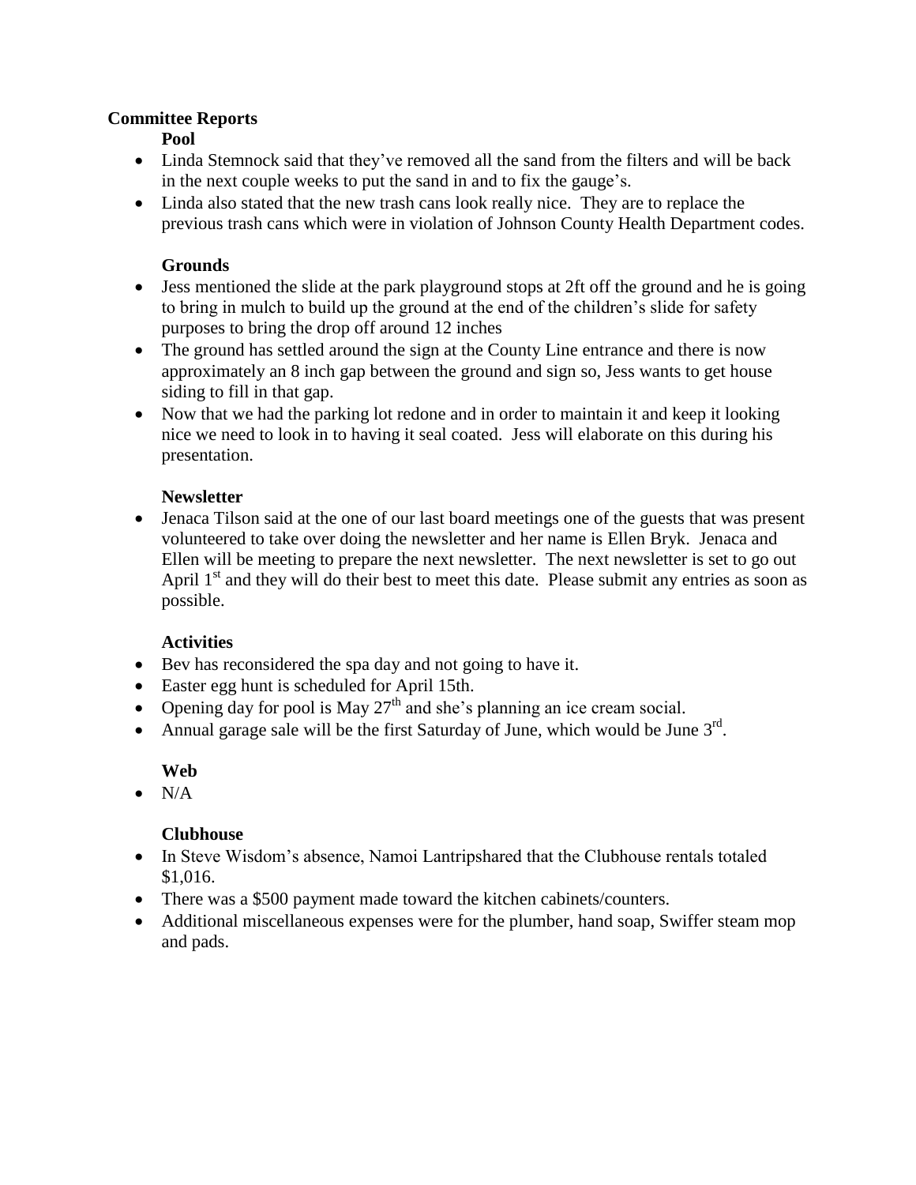**Committee Reports**

**Pool**

- Linda Stemnock said that they've removed all the sand from the filters and will be back in the next couple weeks to put the sand in and to fix the gauge's.
- Linda also stated that the new trash cans look really nice. They are to replace the previous trash cans which were in violation of Johnson County Health Department codes.

**Grounds**

- Jess mentioned the slide at the park playground stops at 2ft off the ground and he is going to bring in mulch to build up the ground at the end of the children's slide for safety purposes to bring the drop off around 12 inches
- The ground has settled around the sign at the County Line entrance and there is now approximately an 8 inch gap between the ground and sign so, Jess wants to get house siding to fill in that gap.
- Now that we had the parking lot redone and in order to maintain it and keep it looking nice we need to look in to having it seal coated. Jess will elaborate on this during his presentation.

**Newsletter**

- Jenaca Tilson said at the one of our last board meetings one of the guests that was present volunteered to take over doing the newsletter and her name is Ellen Bryk. Jenaca and Ellen will be meeting to prepare the next newsletter. The next newsletter is set to go out April 1st and they will do their best to meet this date. Please submit any entries as soon as possible.

**Activities**

- Bev has reconsidered the spa day and not going to have it.
- Easter egg hunt is scheduled for April 15th.
- Opening day for pool is May 27th and she's planning an ice cream social.
- Annual garage sale will be the first Saturday of June, which would be June 3rd.

**Web**

- N/A

**Clubhouse**

- In Steve Wisdom's absence, Namoi Lantripshared that the Clubhouse rentals totaled $1,016.
- There was a $500 payment made toward the kitchen cabinets/counters.
- Additional miscellaneous expenses were for the plumber, hand soap, Swiffer steam mop and pads.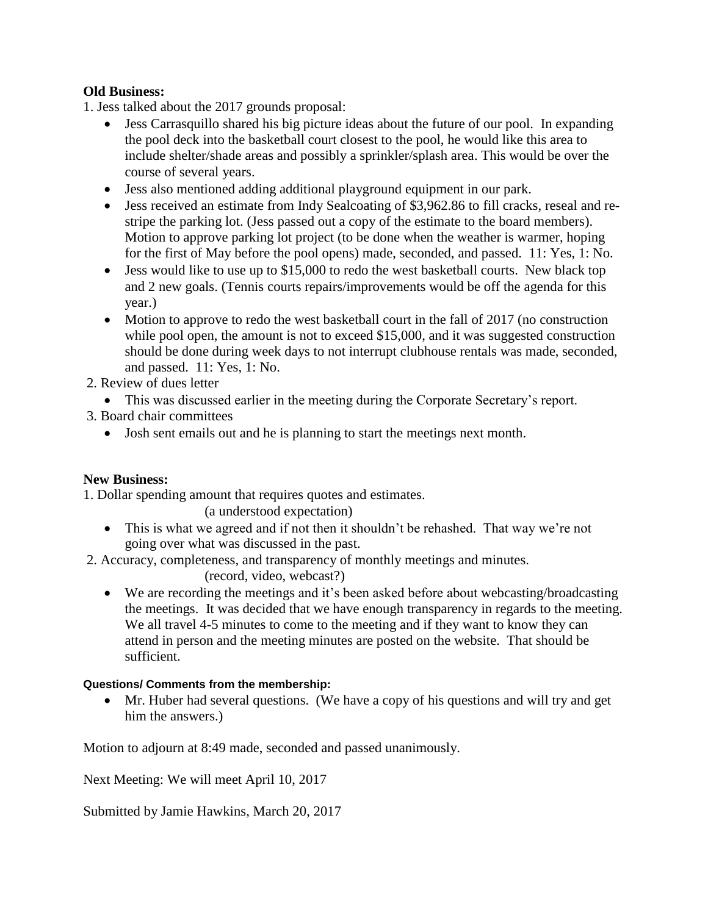**Old Business:**

1. Jess talked about the 2017 grounds proposal:
    - Jess Carrasquillo shared his big picture ideas about the future of our pool. In expanding the pool deck into the basketball court closest to the pool, he would like this area to include shelter/shade areas and possibly a sprinkler/splash area. This would be over the course of several years.
    - Jess also mentioned adding additional playground equipment in our park.
    - Jess received an estimate from Indy Sealcoating of $3,962.86 to fill cracks, reseal and re-stripe the parking lot. (Jess passed out a copy of the estimate to the board members). Motion to approve parking lot project (to be done when the weather is warmer, hoping for the first of May before the pool opens) made, seconded, and passed. 11: Yes, 1: No.
    - Jess would like to use up to $15,000 to redo the west basketball courts. New black top and 2 new goals. (Tennis courts repairs/improvements would be off the agenda for this year.)
    - Motion to approve to redo the west basketball court in the fall of 2017 (no construction while pool open, the amount is not to exceed $15,000, and it was suggested construction should be done during week days to not interrupt clubhouse rentals was made, seconded, and passed. 11: Yes, 1: No.
2. Review of dues letter
    - This was discussed earlier in the meeting during the Corporate Secretary's report.
3. Board chair committees
    - Josh sent emails out and he is planning to start the meetings next month.

**New Business:**

1. Dollar spending amount that requires quotes and estimates.
   (a understood expectation)
    - This is what we agreed and if not then it shouldn't be rehashed. That way we're not going over what was discussed in the past.
2. Accuracy, completeness, and transparency of monthly meetings and minutes.
   (record, video, webcast?)
    - We are recording the meetings and it's been asked before about webcasting/broadcasting the meetings. It was decided that we have enough transparency in regards to the meeting. We all travel 4-5 minutes to come to the meeting and if they want to know they can attend in person and the meeting minutes are posted on the website. That should be sufficient.

**Questions/ Comments from the membership:**

- Mr. Huber had several questions. (We have a copy of his questions and will try and get him the answers.)

Motion to adjourn at 8:49 made, seconded and passed unanimously.

Next Meeting: We will meet April 10, 2017

Submitted by Jamie Hawkins, March 20, 2017